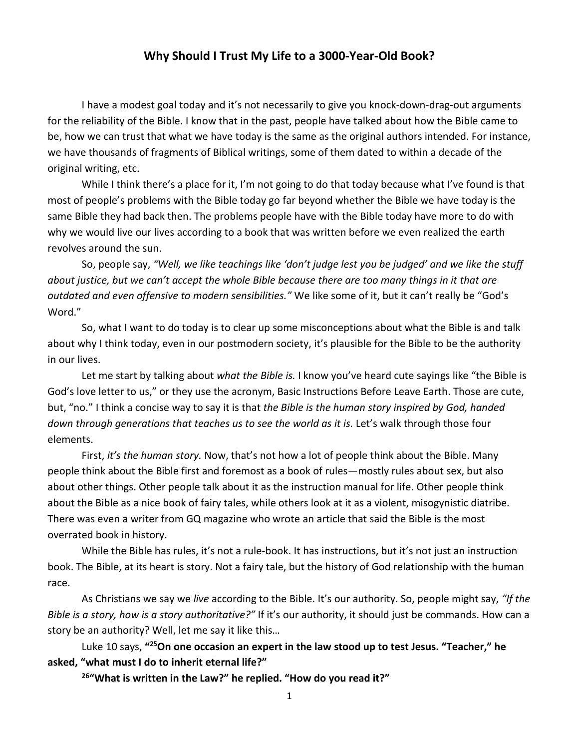# Why Should I Trust My Life to a 3000-Year-Old Book?

I have a modest goal today and it's not necessarily to give you knock-down-drag-out arguments for the reliability of the Bible. I know that in the past, people have talked about how the Bible came to be, how we can trust that what we have today is the same as the original authors intended. For instance, we have thousands of fragments of Biblical writings, some of them dated to within a decade of the original writing, etc.

While I think there's a place for it, I'm not going to do that today because what I've found is that most of people's problems with the Bible today go far beyond whether the Bible we have today is the same Bible they had back then. The problems people have with the Bible today have more to do with why we would live our lives according to a book that was written before we even realized the earth revolves around the sun.

So, people say, *"Well, we like teachings like 'don't judge lest you be judged' and we like the stuff about justice, but we can't accept the whole Bible because there are too many things in it that are outdated and even offensive to modern sensibilities."* We like some of it, but it can't really be "God's Word."

So, what I want to do today is to clear up some misconceptions about what the Bible is and talk about why I think today, even in our postmodern society, it's plausible for the Bible to be the authority in our lives.

Let me start by talking about *what the Bible is.* I know you've heard cute sayings like "the Bible is God's love letter to us," or they use the acronym, Basic Instructions Before Leave Earth. Those are cute, but, "no." I think a concise way to say it is that *the Bible is the human story inspired by God, handed down through generations that teaches us to see the world as it is.* Let's walk through those four elements.

First, *it's the human story.* Now, that's not how a lot of people think about the Bible. Many people think about the Bible first and foremost as a book of rules—mostly rules about sex, but also about other things. Other people talk about it as the instruction manual for life. Other people think about the Bible as a nice book of fairy tales, while others look at it as a violent, misogynistic diatribe. There was even a writer from GQ magazine who wrote an article that said the Bible is the most overrated book in history.

While the Bible has rules, it's not a rule-book. It has instructions, but it's not just an instruction book. The Bible, at its heart is story. Not a fairy tale, but the history of God relationship with the human race.

As Christians we say we *live* according to the Bible. It's our authority. So, people might say, *"If the Bible is a story, how is a story authoritative?"* If it's our authority, it should just be commands. How can a story be an authority? Well, let me say it like this…

Luke 10 says, **"25On one occasion an expert in the law stood up to test Jesus. "Teacher," he asked, "what must I do to inherit eternal life?"**

**26"What is written in the Law?" he replied. "How do you read it?"**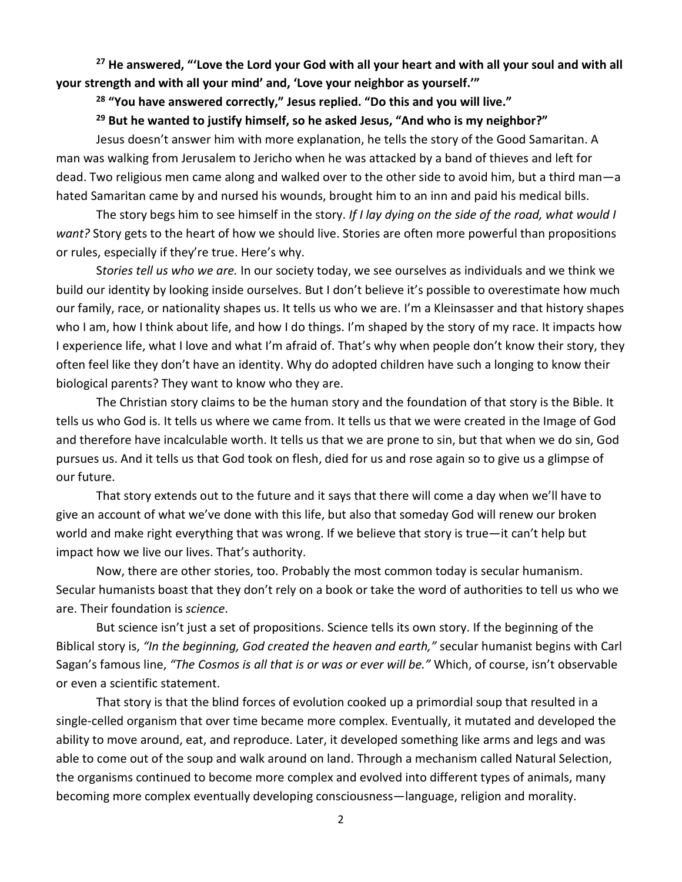**[27] He answered, "'Love the Lord your God with all your heart and with all your soul and with all your strength and with all your mind' and, 'Love your neighbor as yourself.'"**

**[28] "You have answered correctly," Jesus replied. "Do this and you will live."**

**[29] But he wanted to justify himself, so he asked Jesus, "And who is my neighbor?"**

Jesus doesn't answer him with more explanation, he tells the story of the Good Samaritan. A man was walking from Jerusalem to Jericho when he was attacked by a band of thieves and left for dead. Two religious men came along and walked over to the other side to avoid him, but a third man—a hated Samaritan came by and nursed his wounds, brought him to an inn and paid his medical bills.

The story begs him to see himself in the story. *If I lay dying on the side of the road, what would I want?* Story gets to the heart of how we should live. Stories are often more powerful than propositions or rules, especially if they're true. Here's why.

S*tories tell us who we are.* In our society today, we see ourselves as individuals and we think we build our identity by looking inside ourselves. But I don't believe it's possible to overestimate how much our family, race, or nationality shapes us. It tells us who we are. I'm a Kleinsasser and that history shapes who I am, how I think about life, and how I do things. I'm shaped by the story of my race. It impacts how I experience life, what I love and what I'm afraid of. That's why when people don't know their story, they often feel like they don't have an identity. Why do adopted children have such a longing to know their biological parents? They want to know who they are.

The Christian story claims to be the human story and the foundation of that story is the Bible. It tells us who God is. It tells us where we came from. It tells us that we were created in the Image of God and therefore have incalculable worth. It tells us that we are prone to sin, but that when we do sin, God pursues us. And it tells us that God took on flesh, died for us and rose again so to give us a glimpse of our future.

That story extends out to the future and it says that there will come a day when we'll have to give an account of what we've done with this life, but also that someday God will renew our broken world and make right everything that was wrong. If we believe that story is true—it can't help but impact how we live our lives. That's authority.

Now, there are other stories, too. Probably the most common today is secular humanism. Secular humanists boast that they don't rely on a book or take the word of authorities to tell us who we are. Their foundation is *science*.

But science isn't just a set of propositions. Science tells its own story. If the beginning of the Biblical story is, *"In the beginning, God created the heaven and earth,"* secular humanist begins with Carl Sagan's famous line, *"The Cosmos is all that is or was or ever will be."* Which, of course, isn't observable or even a scientific statement.

That story is that the blind forces of evolution cooked up a primordial soup that resulted in a single-celled organism that over time became more complex. Eventually, it mutated and developed the ability to move around, eat, and reproduce. Later, it developed something like arms and legs and was able to come out of the soup and walk around on land. Through a mechanism called Natural Selection, the organisms continued to become more complex and evolved into different types of animals, many becoming more complex eventually developing consciousness—language, religion and morality.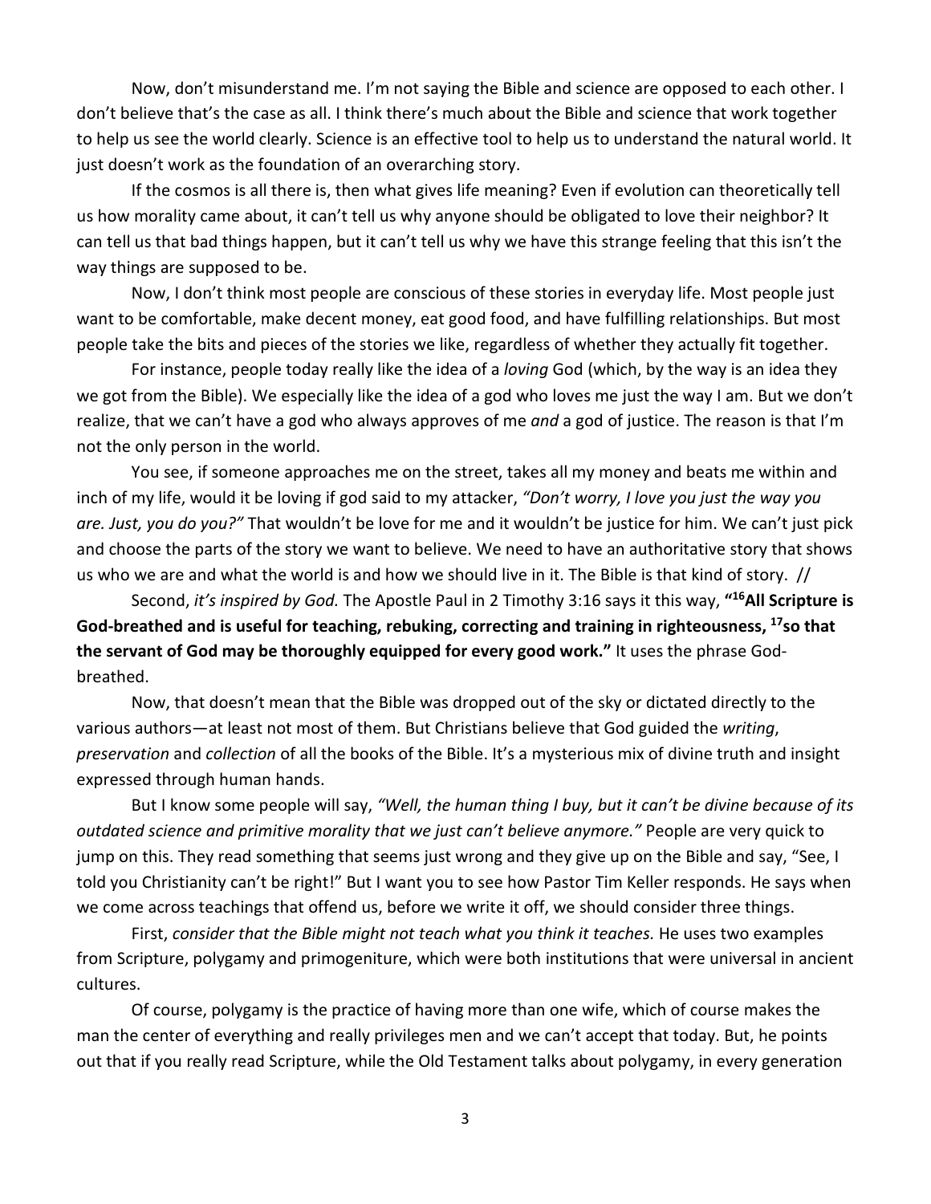Now, don't misunderstand me. I'm not saying the Bible and science are opposed to each other. I don't believe that's the case as all. I think there's much about the Bible and science that work together to help us see the world clearly. Science is an effective tool to help us to understand the natural world. It just doesn't work as the foundation of an overarching story.

If the cosmos is all there is, then what gives life meaning? Even if evolution can theoretically tell us how morality came about, it can't tell us why anyone should be obligated to love their neighbor? It can tell us that bad things happen, but it can't tell us why we have this strange feeling that this isn't the way things are supposed to be.

Now, I don't think most people are conscious of these stories in everyday life. Most people just want to be comfortable, make decent money, eat good food, and have fulfilling relationships. But most people take the bits and pieces of the stories we like, regardless of whether they actually fit together.

For instance, people today really like the idea of a *loving* God (which, by the way is an idea they we got from the Bible). We especially like the idea of a god who loves me just the way I am. But we don't realize, that we can't have a god who always approves of me *and* a god of justice. The reason is that I'm not the only person in the world.

You see, if someone approaches me on the street, takes all my money and beats me within and inch of my life, would it be loving if god said to my attacker, *"Don't worry, I love you just the way you are. Just, you do you?"* That wouldn't be love for me and it wouldn't be justice for him. We can't just pick and choose the parts of the story we want to believe. We need to have an authoritative story that shows us who we are and what the world is and how we should live in it. The Bible is that kind of story. //

Second, *it's inspired by God.* The Apostle Paul in 2 Timothy 3:16 says it this way, **"[16]All Scripture is God-breathed and is useful for teaching, rebuking, correcting and training in righteousness, [17]so that the servant of God may be thoroughly equipped for every good work."** It uses the phrase God-breathed.

Now, that doesn't mean that the Bible was dropped out of the sky or dictated directly to the various authors—at least not most of them. But Christians believe that God guided the *writing*, *preservation* and *collection* of all the books of the Bible. It's a mysterious mix of divine truth and insight expressed through human hands.

But I know some people will say, *"Well, the human thing I buy, but it can't be divine because of its outdated science and primitive morality that we just can't believe anymore."* People are very quick to jump on this. They read something that seems just wrong and they give up on the Bible and say, "See, I told you Christianity can't be right!" But I want you to see how Pastor Tim Keller responds. He says when we come across teachings that offend us, before we write it off, we should consider three things.

First, *consider that the Bible might not teach what you think it teaches.* He uses two examples from Scripture, polygamy and primogeniture, which were both institutions that were universal in ancient cultures.

Of course, polygamy is the practice of having more than one wife, which of course makes the man the center of everything and really privileges men and we can't accept that today. But, he points out that if you really read Scripture, while the Old Testament talks about polygamy, in every generation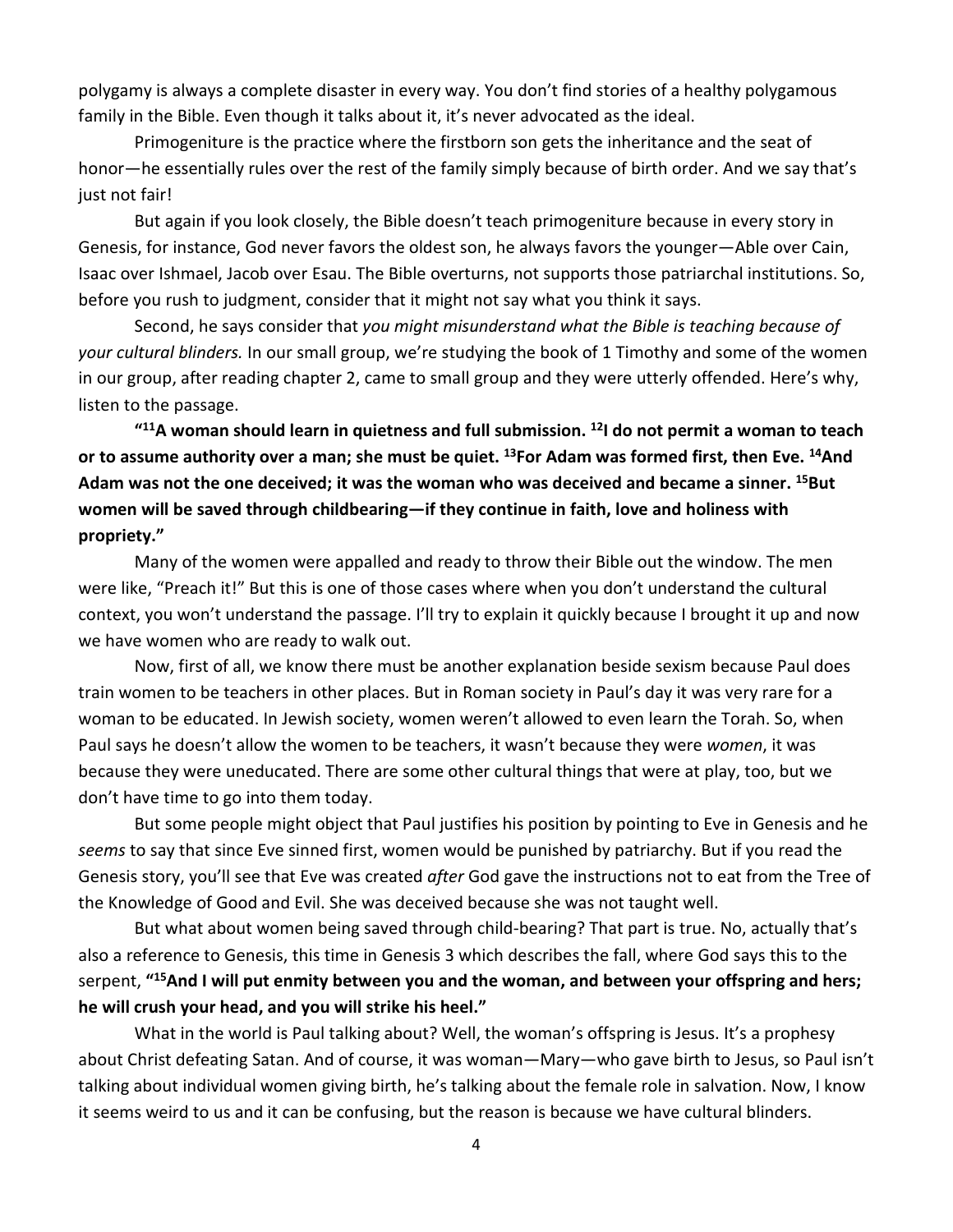polygamy is always a complete disaster in every way. You don't find stories of a healthy polygamous family in the Bible. Even though it talks about it, it's never advocated as the ideal.

Primogeniture is the practice where the firstborn son gets the inheritance and the seat of honor—he essentially rules over the rest of the family simply because of birth order. And we say that's just not fair!

But again if you look closely, the Bible doesn't teach primogeniture because in every story in Genesis, for instance, God never favors the oldest son, he always favors the younger—Able over Cain, Isaac over Ishmael, Jacob over Esau. The Bible overturns, not supports those patriarchal institutions. So, before you rush to judgment, consider that it might not say what you think it says.

Second, he says consider that *you might misunderstand what the Bible is teaching because of your cultural blinders.* In our small group, we're studying the book of 1 Timothy and some of the women in our group, after reading chapter 2, came to small group and they were utterly offended. Here's why, listen to the passage.

**"[11]A woman should learn in quietness and full submission. [12]I do not permit a woman to teach or to assume authority over a man; she must be quiet. [13]For Adam was formed first, then Eve. [14]And Adam was not the one deceived; it was the woman who was deceived and became a sinner. [15]But women will be saved through childbearing—if they continue in faith, love and holiness with propriety."**

Many of the women were appalled and ready to throw their Bible out the window. The men were like, "Preach it!" But this is one of those cases where when you don't understand the cultural context, you won't understand the passage. I'll try to explain it quickly because I brought it up and now we have women who are ready to walk out.

Now, first of all, we know there must be another explanation beside sexism because Paul does train women to be teachers in other places. But in Roman society in Paul's day it was very rare for a woman to be educated. In Jewish society, women weren't allowed to even learn the Torah. So, when Paul says he doesn't allow the women to be teachers, it wasn't because they were *women*, it was because they were uneducated. There are some other cultural things that were at play, too, but we don't have time to go into them today.

But some people might object that Paul justifies his position by pointing to Eve in Genesis and he *seems* to say that since Eve sinned first, women would be punished by patriarchy. But if you read the Genesis story, you'll see that Eve was created *after* God gave the instructions not to eat from the Tree of the Knowledge of Good and Evil. She was deceived because she was not taught well.

But what about women being saved through child-bearing? That part is true. No, actually that's also a reference to Genesis, this time in Genesis 3 which describes the fall, where God says this to the serpent, **"[15]And I will put enmity between you and the woman, and between your offspring and hers; he will crush your head, and you will strike his heel."**

What in the world is Paul talking about? Well, the woman's offspring is Jesus. It's a prophesy about Christ defeating Satan. And of course, it was woman—Mary—who gave birth to Jesus, so Paul isn't talking about individual women giving birth, he's talking about the female role in salvation. Now, I know it seems weird to us and it can be confusing, but the reason is because we have cultural blinders.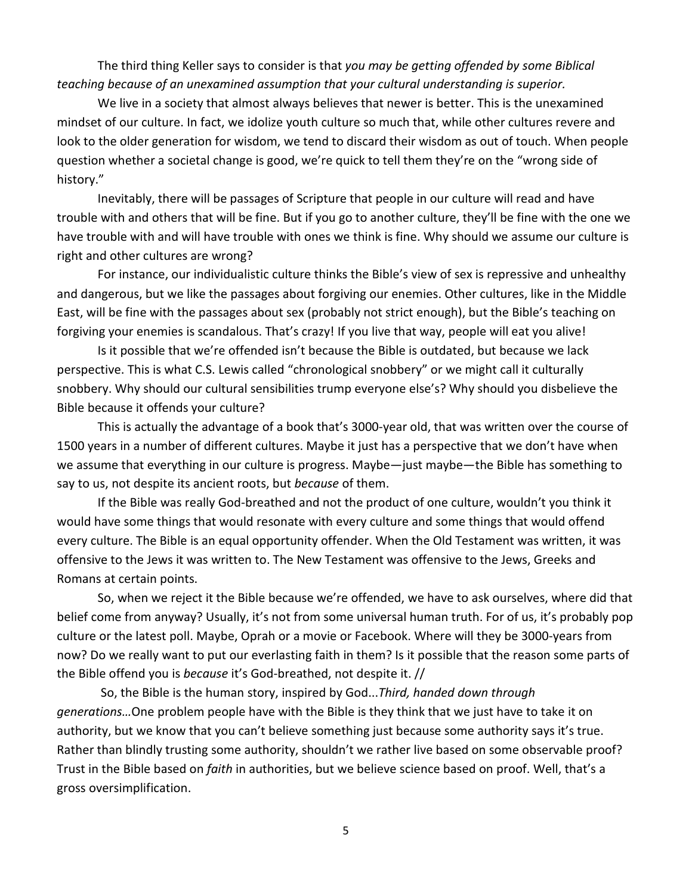The third thing Keller says to consider is that *you may be getting offended by some Biblical teaching because of an unexamined assumption that your cultural understanding is superior.*

We live in a society that almost always believes that newer is better. This is the unexamined mindset of our culture. In fact, we idolize youth culture so much that, while other cultures revere and look to the older generation for wisdom, we tend to discard their wisdom as out of touch. When people question whether a societal change is good, we're quick to tell them they're on the "wrong side of history."

Inevitably, there will be passages of Scripture that people in our culture will read and have trouble with and others that will be fine. But if you go to another culture, they'll be fine with the one we have trouble with and will have trouble with ones we think is fine. Why should we assume our culture is right and other cultures are wrong?

For instance, our individualistic culture thinks the Bible's view of sex is repressive and unhealthy and dangerous, but we like the passages about forgiving our enemies. Other cultures, like in the Middle East, will be fine with the passages about sex (probably not strict enough), but the Bible's teaching on forgiving your enemies is scandalous. That's crazy! If you live that way, people will eat you alive!

Is it possible that we're offended isn't because the Bible is outdated, but because we lack perspective. This is what C.S. Lewis called "chronological snobbery" or we might call it culturally snobbery. Why should our cultural sensibilities trump everyone else's? Why should you disbelieve the Bible because it offends your culture?

This is actually the advantage of a book that's 3000-year old, that was written over the course of 1500 years in a number of different cultures. Maybe it just has a perspective that we don't have when we assume that everything in our culture is progress. Maybe—just maybe—the Bible has something to say to us, not despite its ancient roots, but *because* of them.

If the Bible was really God-breathed and not the product of one culture, wouldn't you think it would have some things that would resonate with every culture and some things that would offend every culture. The Bible is an equal opportunity offender. When the Old Testament was written, it was offensive to the Jews it was written to. The New Testament was offensive to the Jews, Greeks and Romans at certain points.

So, when we reject it the Bible because we're offended, we have to ask ourselves, where did that belief come from anyway? Usually, it's not from some universal human truth. For of us, it's probably pop culture or the latest poll. Maybe, Oprah or a movie or Facebook. Where will they be 3000-years from now? Do we really want to put our everlasting faith in them? Is it possible that the reason some parts of the Bible offend you is *because* it's God-breathed, not despite it. //

So, the Bible is the human story, inspired by God...*Third, handed down through generations…*One problem people have with the Bible is they think that we just have to take it on authority, but we know that you can't believe something just because some authority says it's true. Rather than blindly trusting some authority, shouldn't we rather live based on some observable proof? Trust in the Bible based on *faith* in authorities, but we believe science based on proof. Well, that's a gross oversimplification.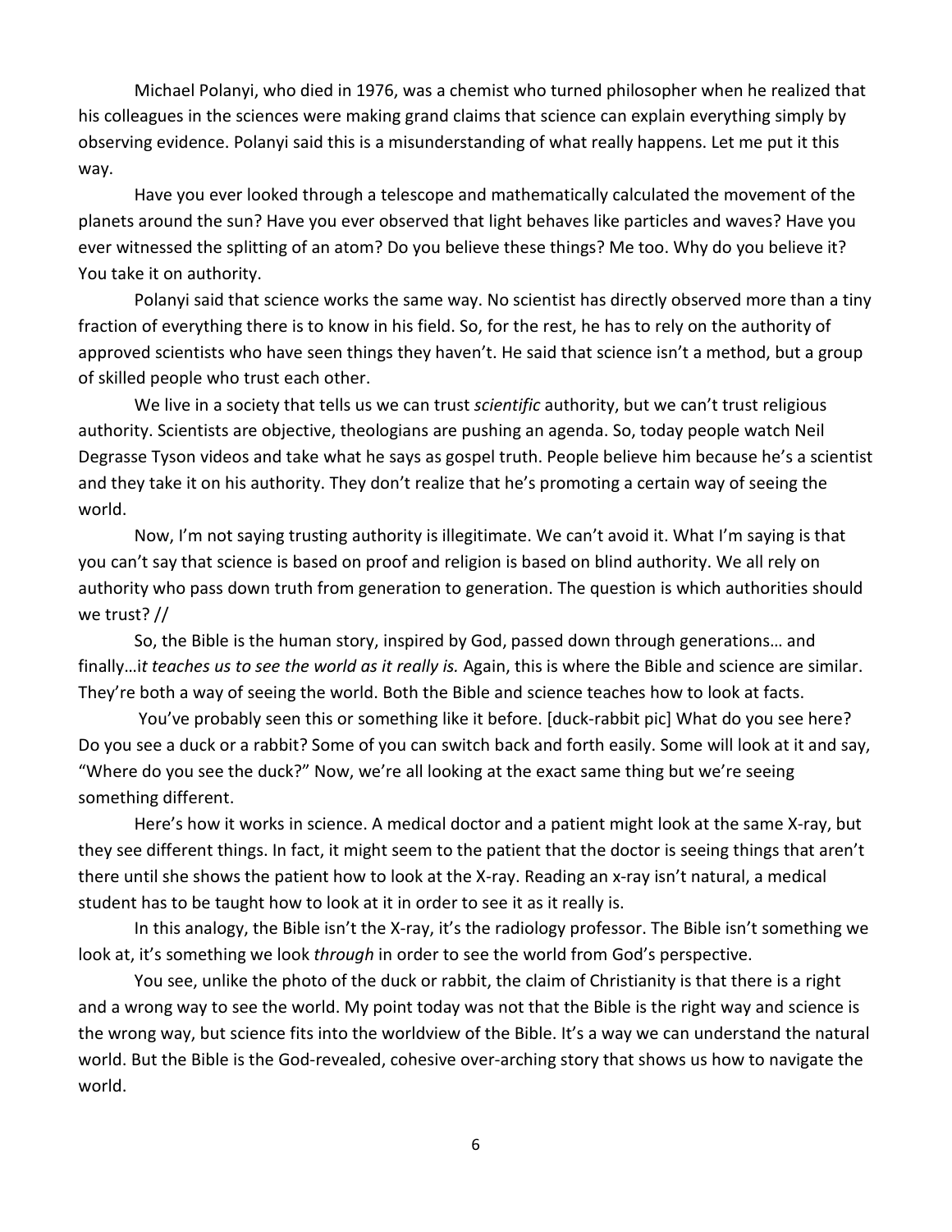Michael Polanyi, who died in 1976, was a chemist who turned philosopher when he realized that his colleagues in the sciences were making grand claims that science can explain everything simply by observing evidence. Polanyi said this is a misunderstanding of what really happens. Let me put it this way.

Have you ever looked through a telescope and mathematically calculated the movement of the planets around the sun? Have you ever observed that light behaves like particles and waves? Have you ever witnessed the splitting of an atom? Do you believe these things? Me too. Why do you believe it? You take it on authority.

Polanyi said that science works the same way. No scientist has directly observed more than a tiny fraction of everything there is to know in his field. So, for the rest, he has to rely on the authority of approved scientists who have seen things they haven't. He said that science isn't a method, but a group of skilled people who trust each other.

We live in a society that tells us we can trust *scientific* authority, but we can't trust religious authority. Scientists are objective, theologians are pushing an agenda. So, today people watch Neil Degrasse Tyson videos and take what he says as gospel truth. People believe him because he's a scientist and they take it on his authority. They don't realize that he's promoting a certain way of seeing the world.

Now, I'm not saying trusting authority is illegitimate. We can't avoid it. What I'm saying is that you can't say that science is based on proof and religion is based on blind authority. We all rely on authority who pass down truth from generation to generation. The question is which authorities should we trust? //

So, the Bible is the human story, inspired by God, passed down through generations… and finally…i*t teaches us to see the world as it really is.* Again, this is where the Bible and science are similar. They're both a way of seeing the world. Both the Bible and science teaches how to look at facts.

You've probably seen this or something like it before. [duck-rabbit pic] What do you see here? Do you see a duck or a rabbit? Some of you can switch back and forth easily. Some will look at it and say, "Where do you see the duck?" Now, we're all looking at the exact same thing but we're seeing something different.

Here's how it works in science. A medical doctor and a patient might look at the same X-ray, but they see different things. In fact, it might seem to the patient that the doctor is seeing things that aren't there until she shows the patient how to look at the X-ray. Reading an x-ray isn't natural, a medical student has to be taught how to look at it in order to see it as it really is.

In this analogy, the Bible isn't the X-ray, it's the radiology professor. The Bible isn't something we look at, it's something we look *through* in order to see the world from God's perspective.

You see, unlike the photo of the duck or rabbit, the claim of Christianity is that there is a right and a wrong way to see the world. My point today was not that the Bible is the right way and science is the wrong way, but science fits into the worldview of the Bible. It's a way we can understand the natural world. But the Bible is the God-revealed, cohesive over-arching story that shows us how to navigate the world.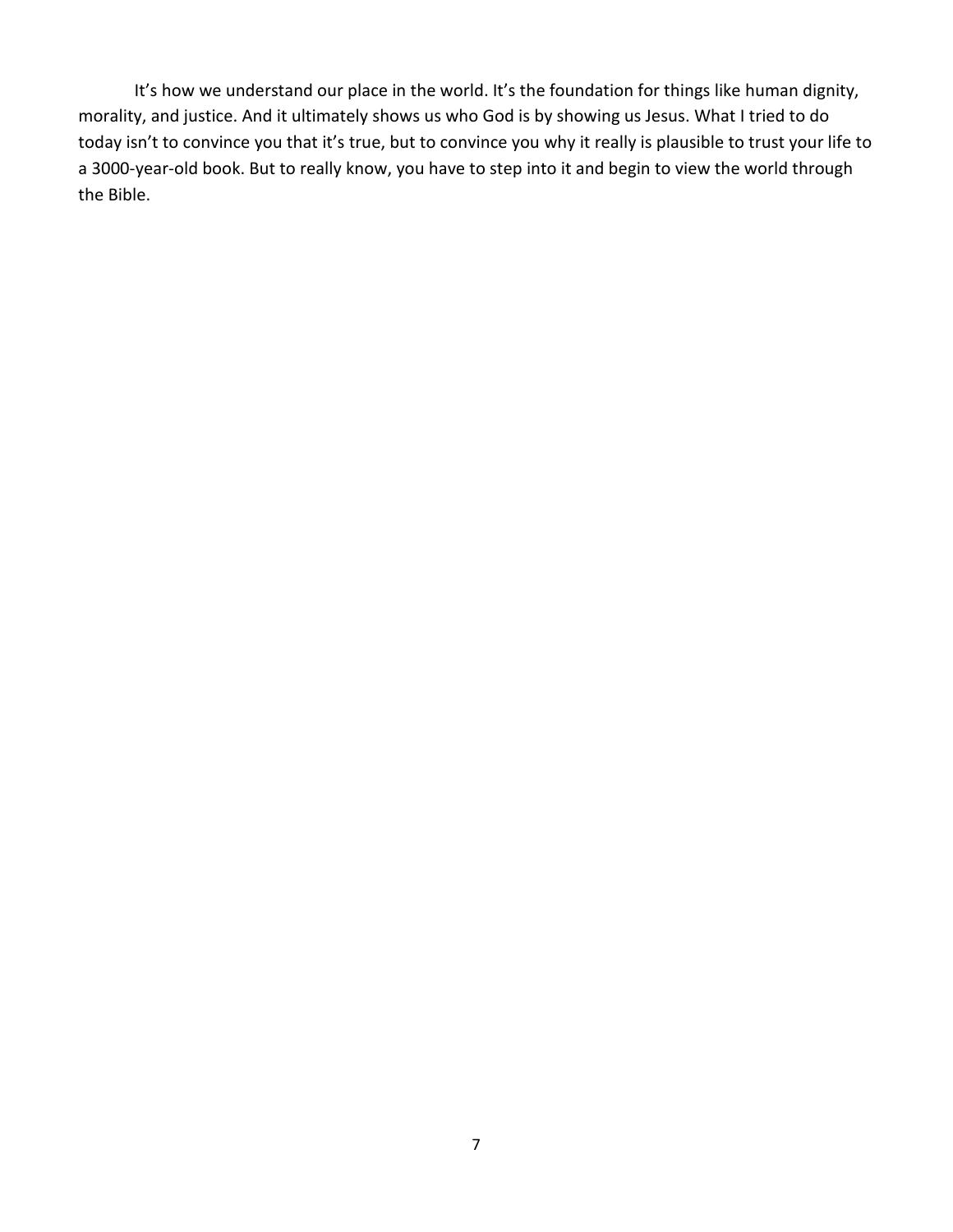It's how we understand our place in the world. It's the foundation for things like human dignity, morality, and justice. And it ultimately shows us who God is by showing us Jesus. What I tried to do today isn't to convince you that it's true, but to convince you why it really is plausible to trust your life to a 3000-year-old book. But to really know, you have to step into it and begin to view the world through the Bible.